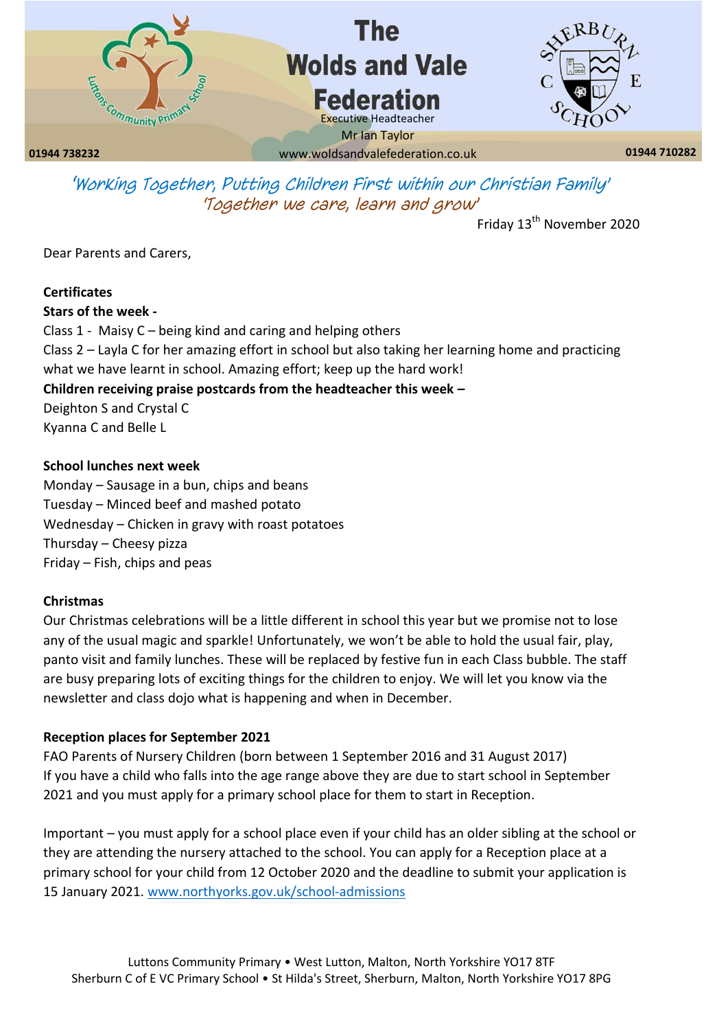# The Wolds and Vale Federation

Executive Headteacher
Mr Ian Taylor

01944 738232 www.woldsandvalefederation.co.uk 01944 710282

*'Working Together, Putting Children First within our Christian Family'*
*'Together we care, learn and grow'*

Friday 13th November 2020

Dear Parents and Carers,

**Certificates**

**Stars of the week -**

Class 1 - Maisy C – being kind and caring and helping others
Class 2 – Layla C for her amazing effort in school but also taking her learning home and practicing what we have learnt in school. Amazing effort; keep up the hard work!

**Children receiving praise postcards from the headteacher this week –**

Deighton S and Crystal C
Kyanna C and Belle L

**School lunches next week**

Monday – Sausage in a bun, chips and beans
Tuesday – Minced beef and mashed potato
Wednesday – Chicken in gravy with roast potatoes
Thursday – Cheesy pizza
Friday – Fish, chips and peas

**Christmas**

Our Christmas celebrations will be a little different in school this year but we promise not to lose any of the usual magic and sparkle! Unfortunately, we won't be able to hold the usual fair, play, panto visit and family lunches. These will be replaced by festive fun in each Class bubble. The staff are busy preparing lots of exciting things for the children to enjoy. We will let you know via the newsletter and class dojo what is happening and when in December.

**Reception places for September 2021**

FAO Parents of Nursery Children (born between 1 September 2016 and 31 August 2017)
If you have a child who falls into the age range above they are due to start school in September 2021 and you must apply for a primary school place for them to start in Reception.

Important – you must apply for a school place even if your child has an older sibling at the school or they are attending the nursery attached to the school. You can apply for a Reception place at a primary school for your child from 12 October 2020 and the deadline to submit your application is 15 January 2021. [www.northyorks.gov.uk/school-admissions](www.northyorks.gov.uk/school-admissions)

Luttons Community Primary • West Lutton, Malton, North Yorkshire YO17 8TF
Sherburn C of E VC Primary School • St Hilda's Street, Sherburn, Malton, North Yorkshire YO17 8PG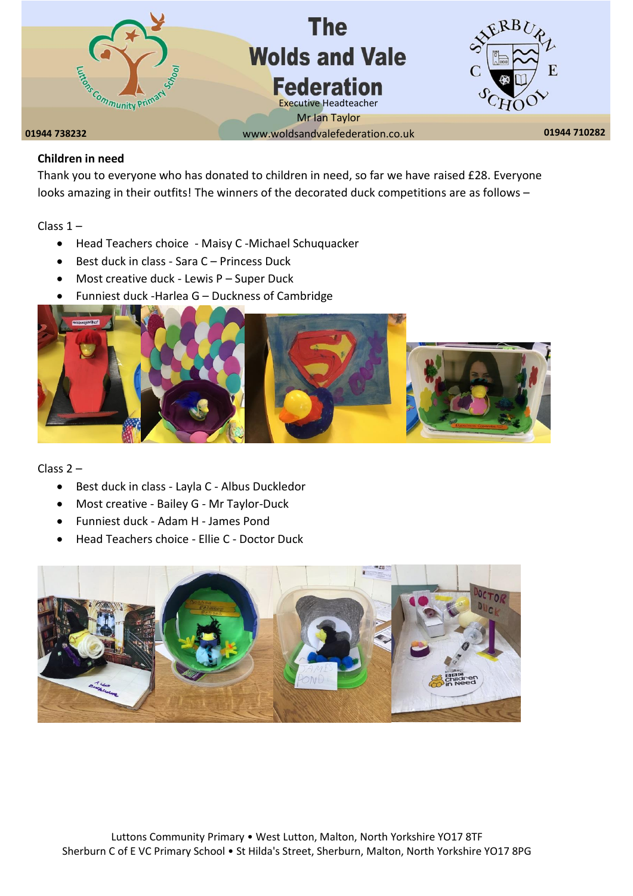**Children in need**

Thank you to everyone who has donated to children in need, so far we have raised £28. Everyone looks amazing in their outfits! The winners of the decorated duck competitions are as follows –

Class 1 –

- Head Teachers choice - Maisy C -Michael Schuquacker
- Best duck in class - Sara C – Princess Duck
- Most creative duck - Lewis P – Super Duck
- Funniest duck -Harlea G – Duckness of Cambridge

Class 2 –

- Best duck in class - Layla C - Albus Duckledor
- Most creative - Bailey G - Mr Taylor-Duck
- Funniest duck - Adam H - James Pond
- Head Teachers choice - Ellie C - Doctor Duck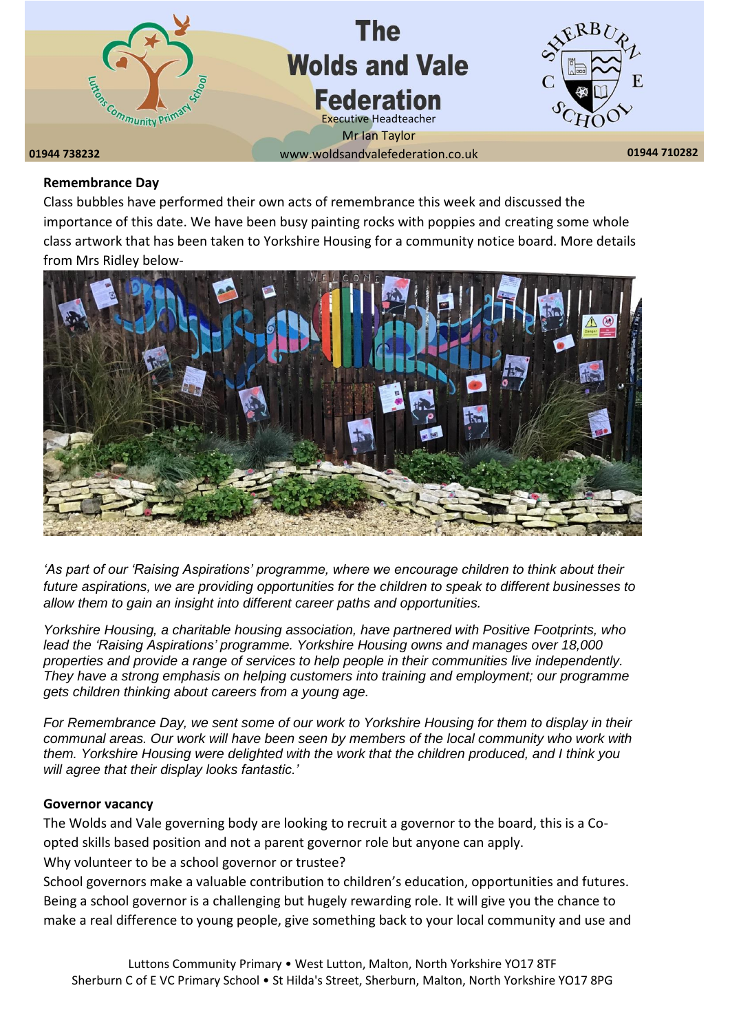**Remembrance Day**

Class bubbles have performed their own acts of remembrance this week and discussed the importance of this date. We have been busy painting rocks with poppies and creating some whole class artwork that has been taken to Yorkshire Housing for a community notice board. More details from Mrs Ridley below-

*'As part of our 'Raising Aspirations' programme, where we encourage children to think about their future aspirations, we are providing opportunities for the children to speak to different businesses to allow them to gain an insight into different career paths and opportunities.*

*Yorkshire Housing, a charitable housing association, have partnered with Positive Footprints, who lead the 'Raising Aspirations' programme. Yorkshire Housing owns and manages over 18,000 properties and provide a range of services to help people in their communities live independently. They have a strong emphasis on helping customers into training and employment; our programme gets children thinking about careers from a young age.*

*For Remembrance Day, we sent some of our work to Yorkshire Housing for them to display in their communal areas. Our work will have been seen by members of the local community who work with them. Yorkshire Housing were delighted with the work that the children produced, and I think you will agree that their display looks fantastic.'*

**Governor vacancy**

The Wolds and Vale governing body are looking to recruit a governor to the board, this is a Co-opted skills based position and not a parent governor role but anyone can apply.

Why volunteer to be a school governor or trustee?

School governors make a valuable contribution to children's education, opportunities and futures. Being a school governor is a challenging but hugely rewarding role. It will give you the chance to make a real difference to young people, give something back to your local community and use and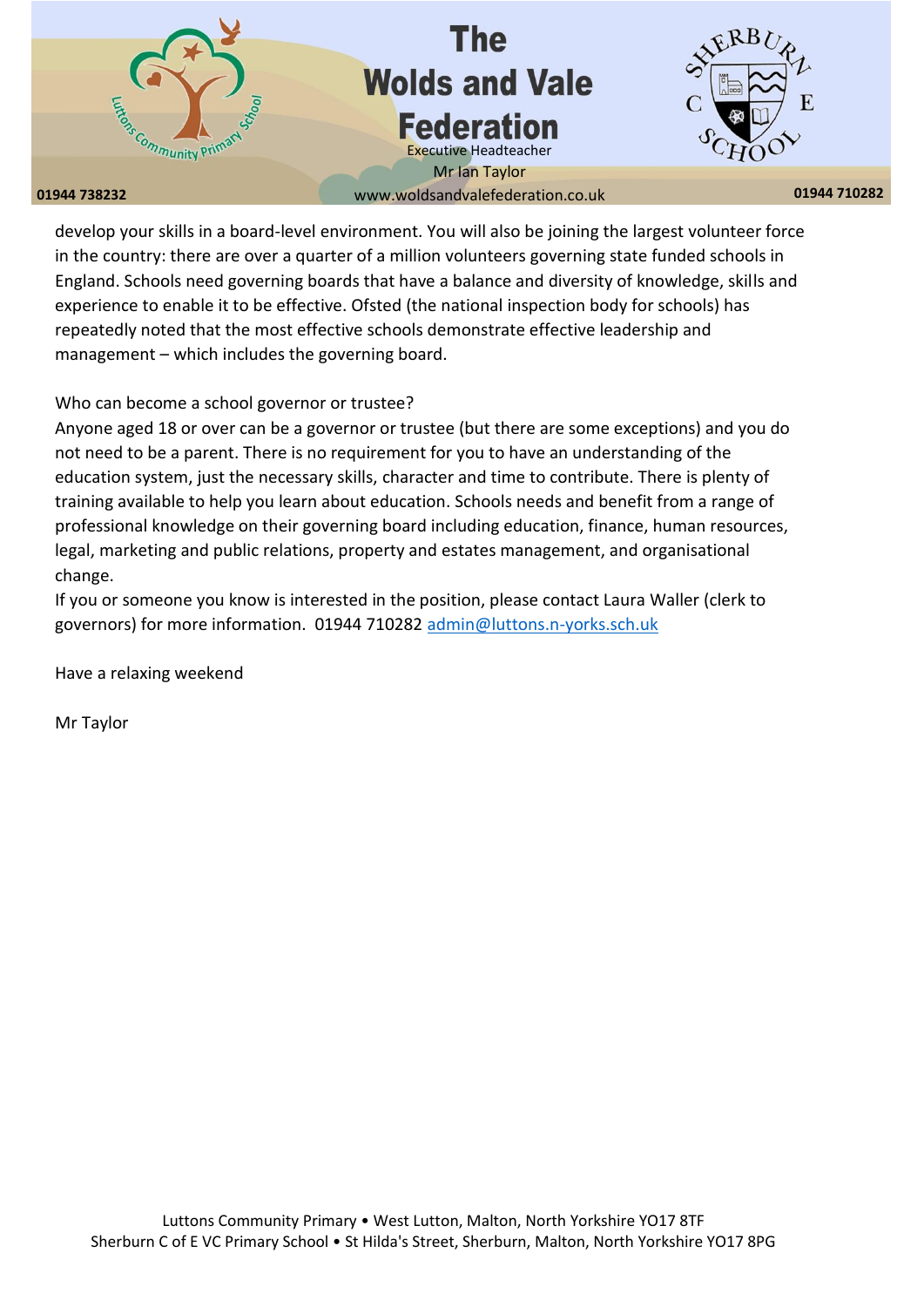develop your skills in a board-level environment. You will also be joining the largest volunteer force in the country: there are over a quarter of a million volunteers governing state funded schools in England. Schools need governing boards that have a balance and diversity of knowledge, skills and experience to enable it to be effective. Ofsted (the national inspection body for schools) has repeatedly noted that the most effective schools demonstrate effective leadership and management – which includes the governing board.

Who can become a school governor or trustee?

Anyone aged 18 or over can be a governor or trustee (but there are some exceptions) and you do not need to be a parent. There is no requirement for you to have an understanding of the education system, just the necessary skills, character and time to contribute. There is plenty of training available to help you learn about education. Schools needs and benefit from a range of professional knowledge on their governing board including education, finance, human resources, legal, marketing and public relations, property and estates management, and organisational change.

If you or someone you know is interested in the position, please contact Laura Waller (clerk to governors) for more information. 01944 710282 admin@luttons.n-yorks.sch.uk

Have a relaxing weekend

Mr Taylor